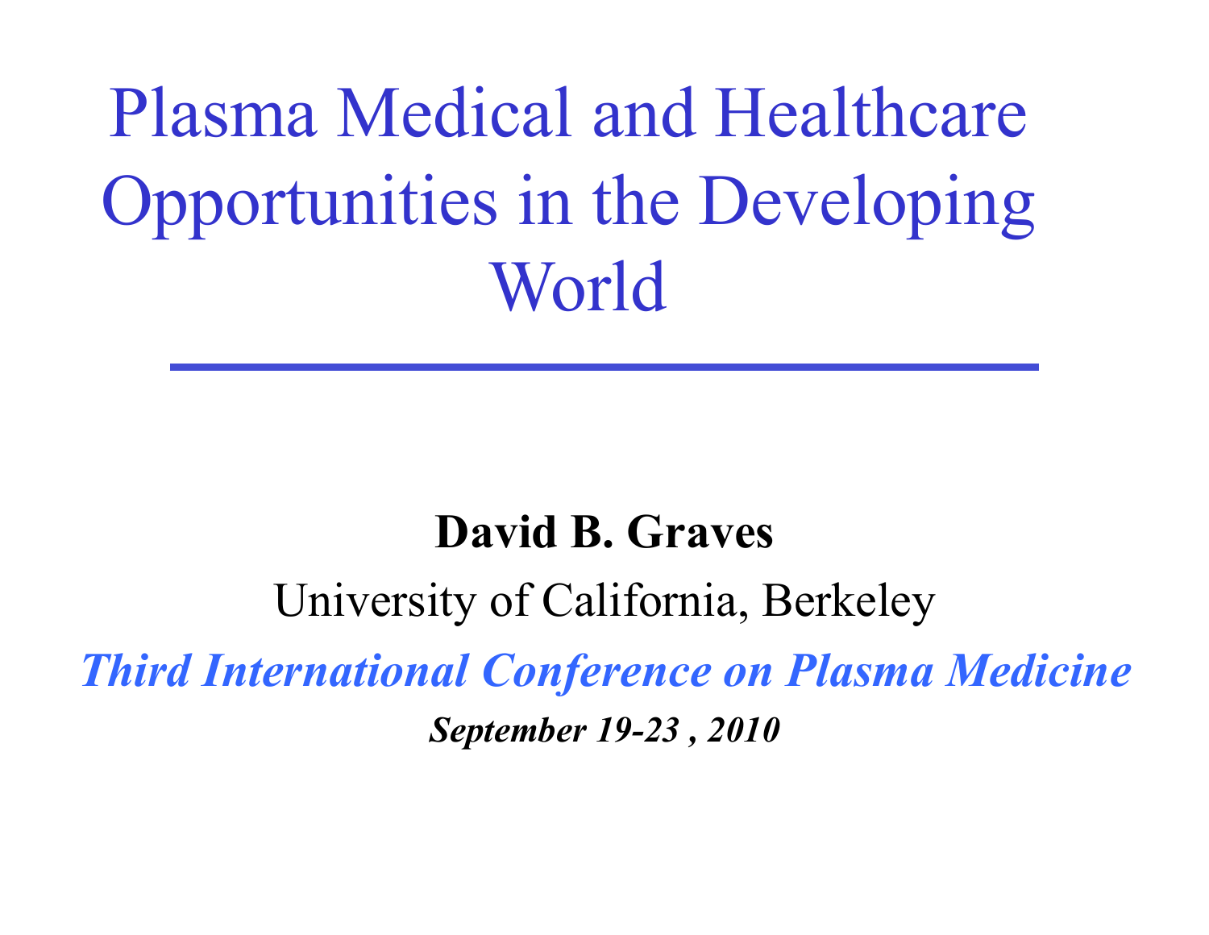# Plasma Medical and Healthcare Opportunities in the Developing World

**David B. Graves**

University of California, Berkeley

***Third International Conference on Plasma Medicine***

***September 19-23 , 2010***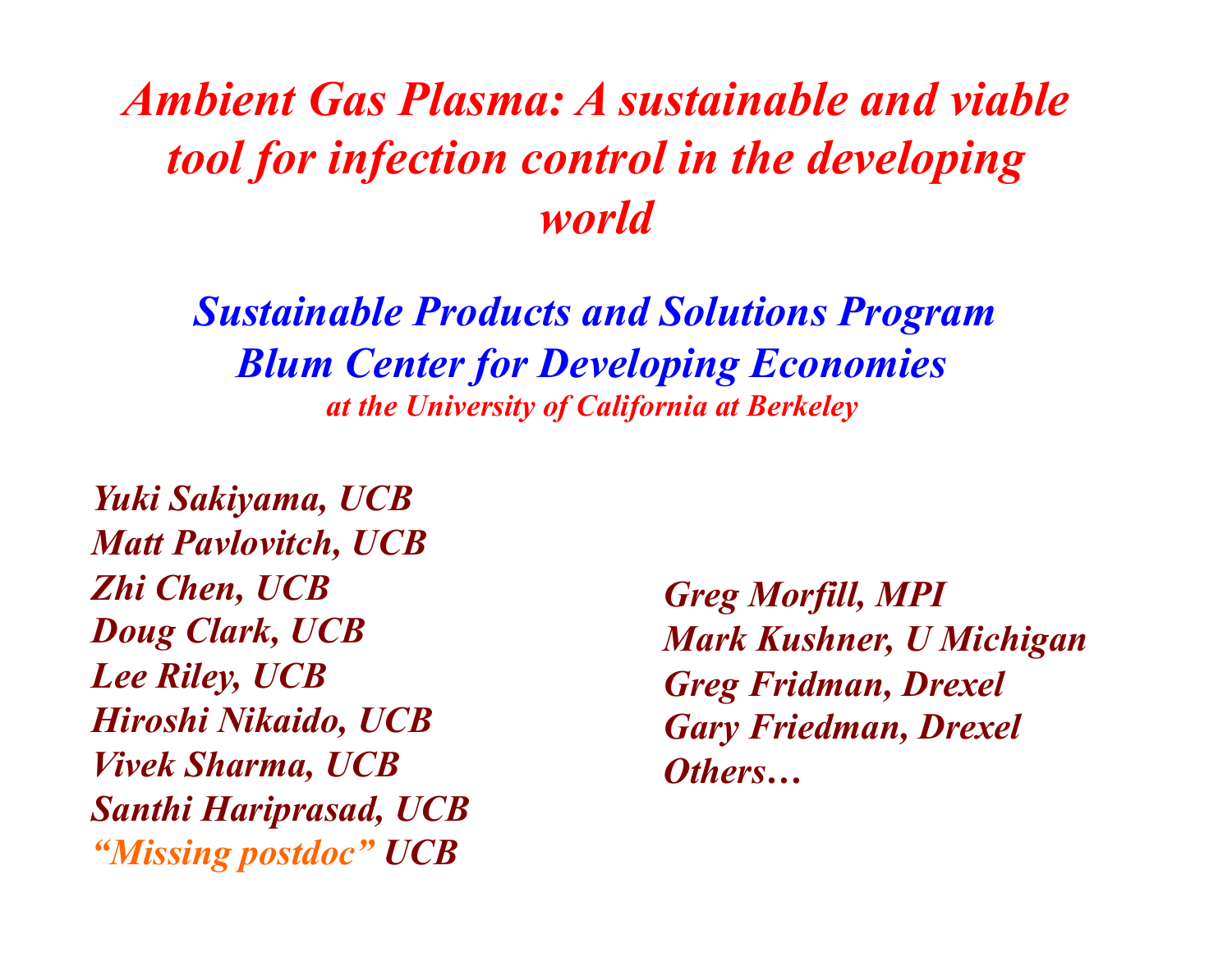# *Ambient Gas Plasma: A sustainable and viable tool for infection control in the developing world*

## *Sustainable Products and Solutions Program*
## *Blum Center for Developing Economies*

*at the University of California at Berkeley*

*Yuki Sakiyama, UCB*
*Matt Pavlovitch, UCB*
*Zhi Chen, UCB*
*Doug Clark, UCB*
*Lee Riley, UCB*
*Hiroshi Nikaido, UCB*
*Vivek Sharma, UCB*
*Santhi Hariprasad, UCB*
*"Missing postdoc" UCB*

*Greg Morfill, MPI*
*Mark Kushner, U Michigan*
*Greg Fridman, Drexel*
*Gary Friedman, Drexel*
*Others…*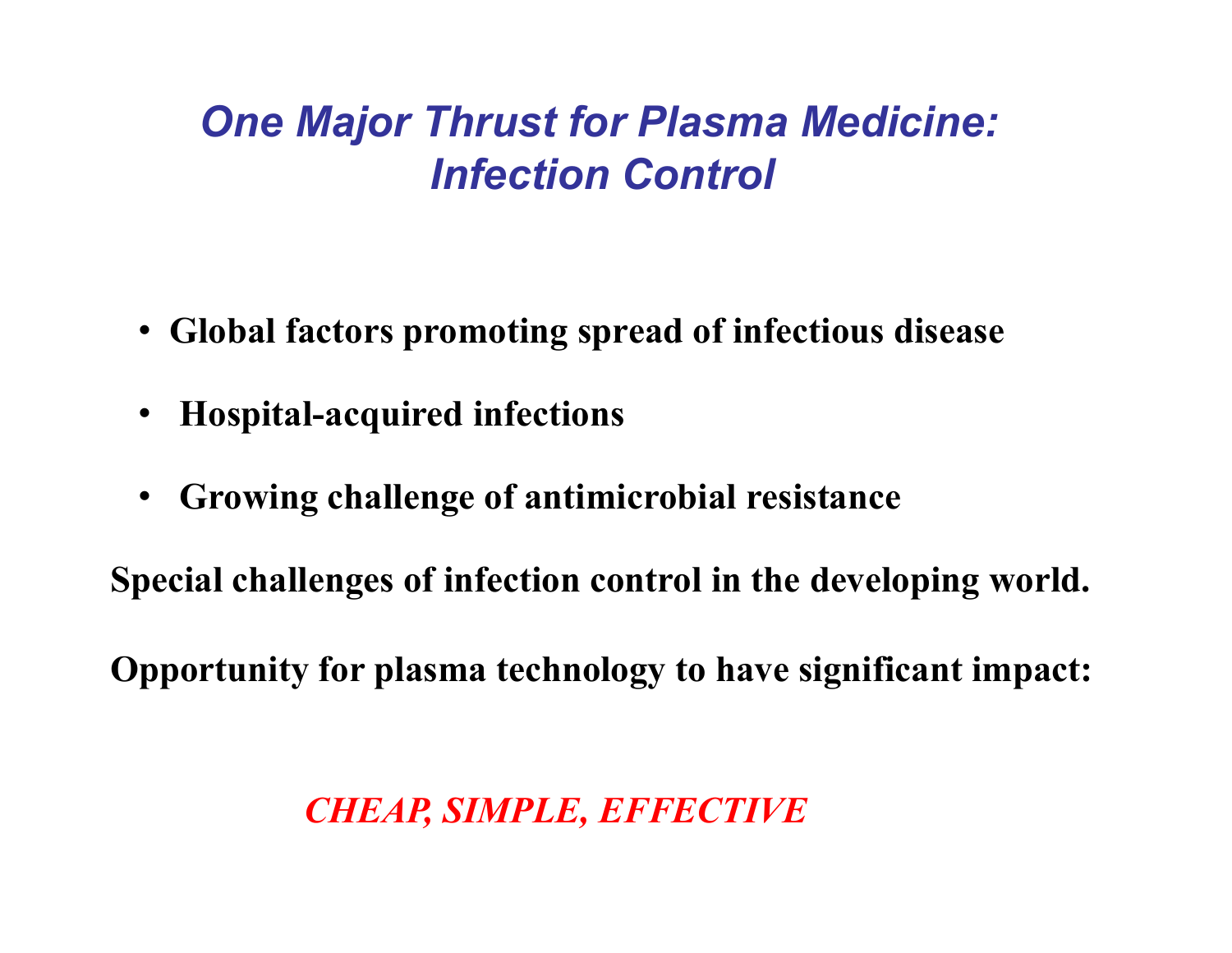# *One Major Thrust for Plasma Medicine: Infection Control*

- **Global factors promoting spread of infectious disease**
- **Hospital-acquired infections**
- **Growing challenge of antimicrobial resistance**

**Special challenges of infection control in the developing world.**

**Opportunity for plasma technology to have significant impact:**

***CHEAP, SIMPLE, EFFECTIVE***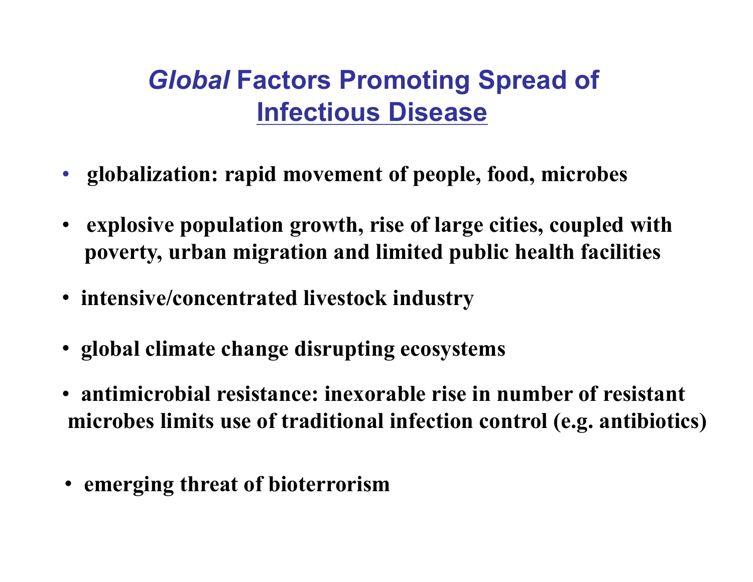# *Global* Factors Promoting Spread of Infectious Disease

- **globalization: rapid movement of people, food, microbes**
- **explosive population growth, rise of large cities, coupled with poverty, urban migration and limited public health facilities**
- **intensive/concentrated livestock industry**
- **global climate change disrupting ecosystems**
- **antimicrobial resistance: inexorable rise in number of resistant microbes limits use of traditional infection control (e.g. antibiotics)**
- **emerging threat of bioterrorism**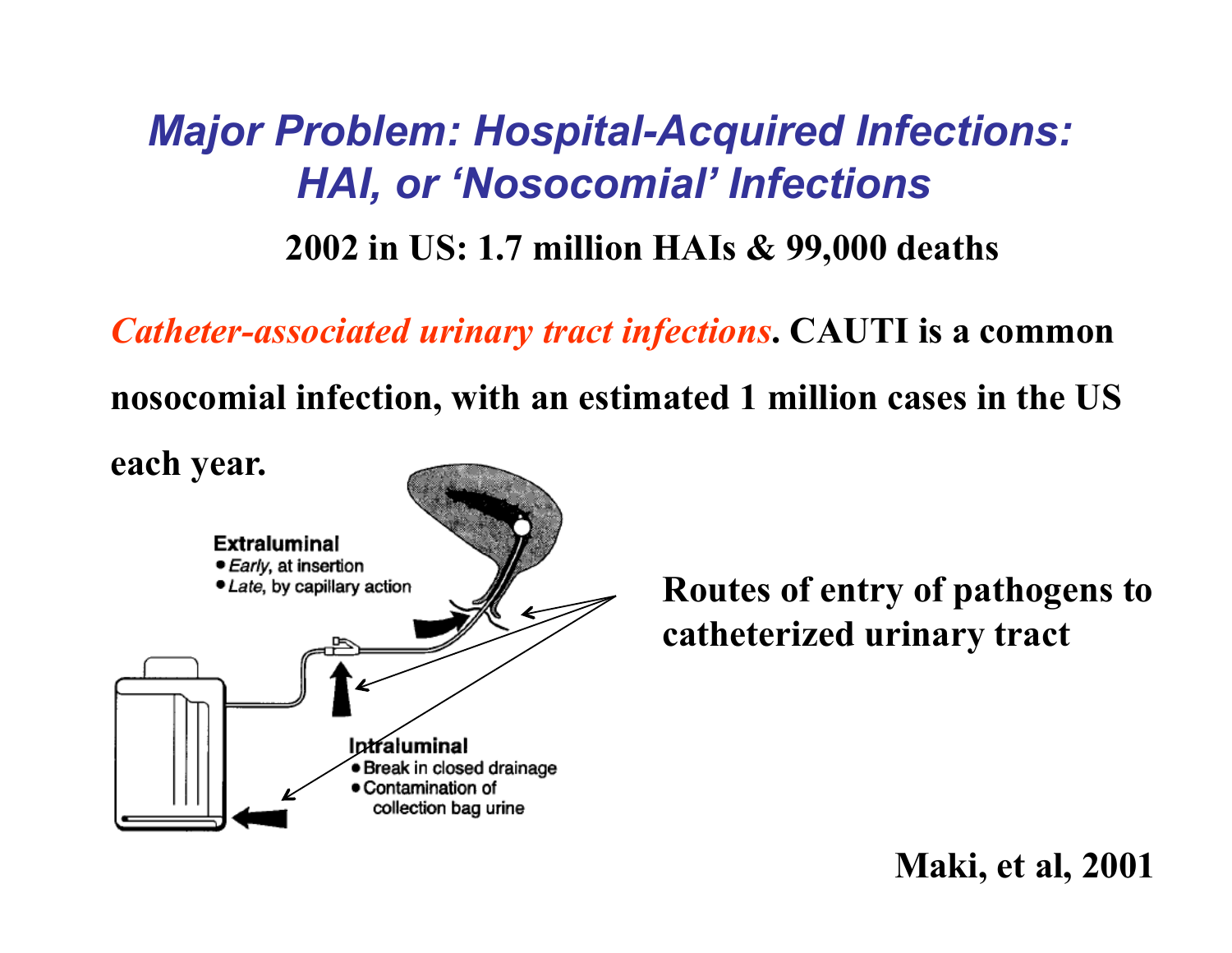# *Major Problem: Hospital-Acquired Infections: HAI, or 'Nosocomial' Infections*

**2002 in US: 1.7 million HAIs & 99,000 deaths**

***Catheter-associated urinary tract infections*. CAUTI is a common nosocomial infection, with an estimated 1 million cases in the US each year.**

**Extraluminal**
- *Early*, at insertion
- *Late*, by capillary action

**Intraluminal**
- Break in closed drainage
- Contamination of collection bag urine

**Routes of entry of pathogens to catheterized urinary tract**

**Maki, et al, 2001**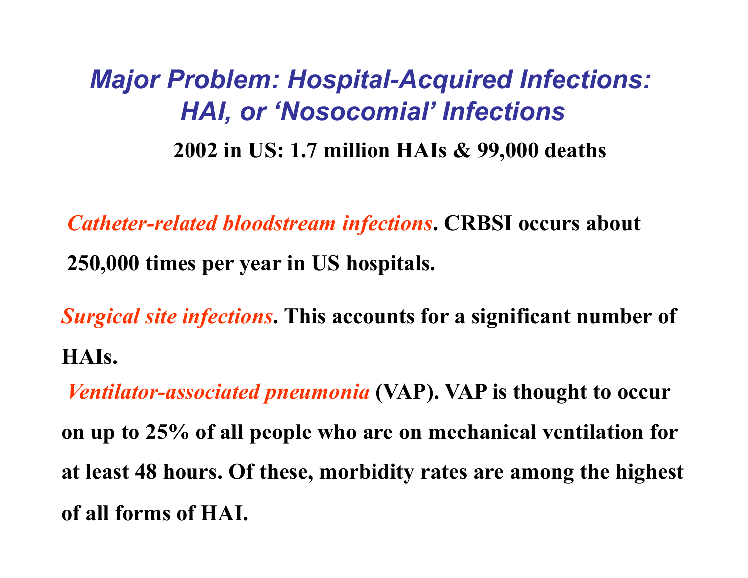# *Major Problem: Hospital-Acquired Infections: HAI, or 'Nosocomial' Infections*

**2002 in US: 1.7 million HAIs & 99,000 deaths**

***Catheter-related bloodstream infections*. CRBSI occurs about 250,000 times per year in US hospitals.**

***Surgical site infections*. This accounts for a significant number of HAIs.**

***Ventilator-associated pneumonia* (VAP). VAP is thought to occur on up to 25% of all people who are on mechanical ventilation for at least 48 hours. Of these, morbidity rates are among the highest of all forms of HAI.**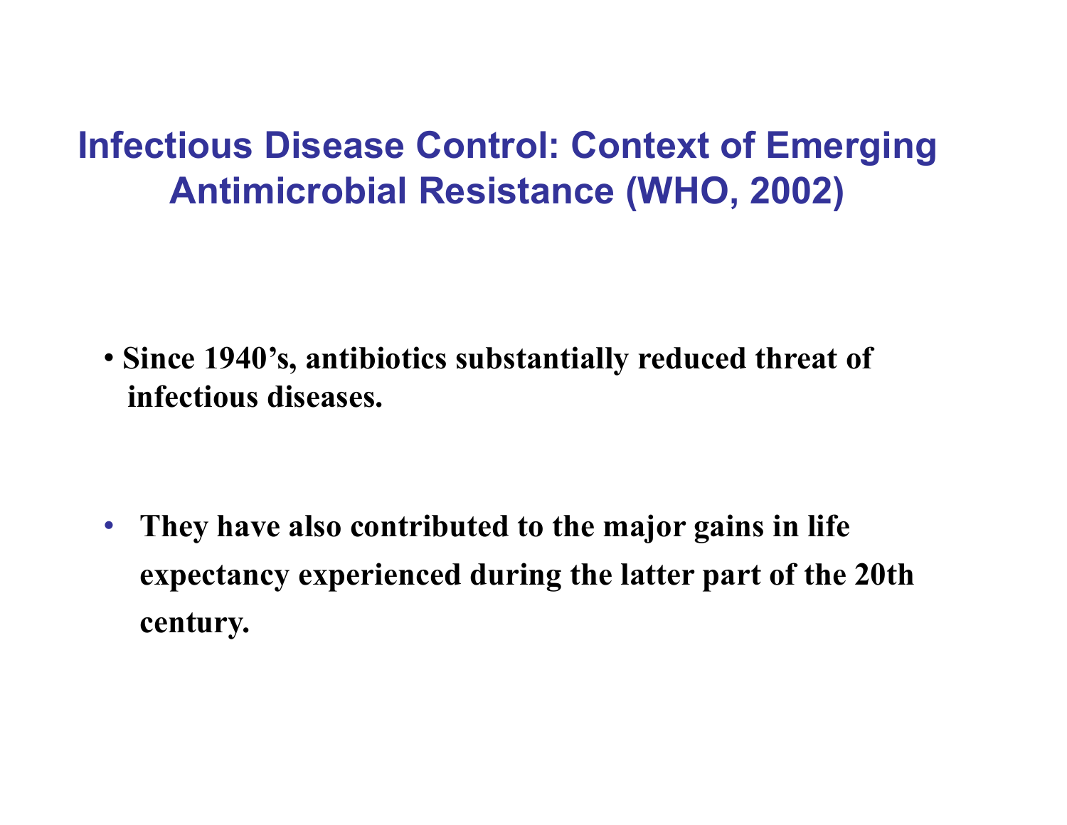# Infectious Disease Control: Context of Emerging Antimicrobial Resistance (WHO, 2002)

- **Since 1940's, antibiotics substantially reduced threat of infectious diseases.**

- **They have also contributed to the major gains in life expectancy experienced during the latter part of the 20th century.**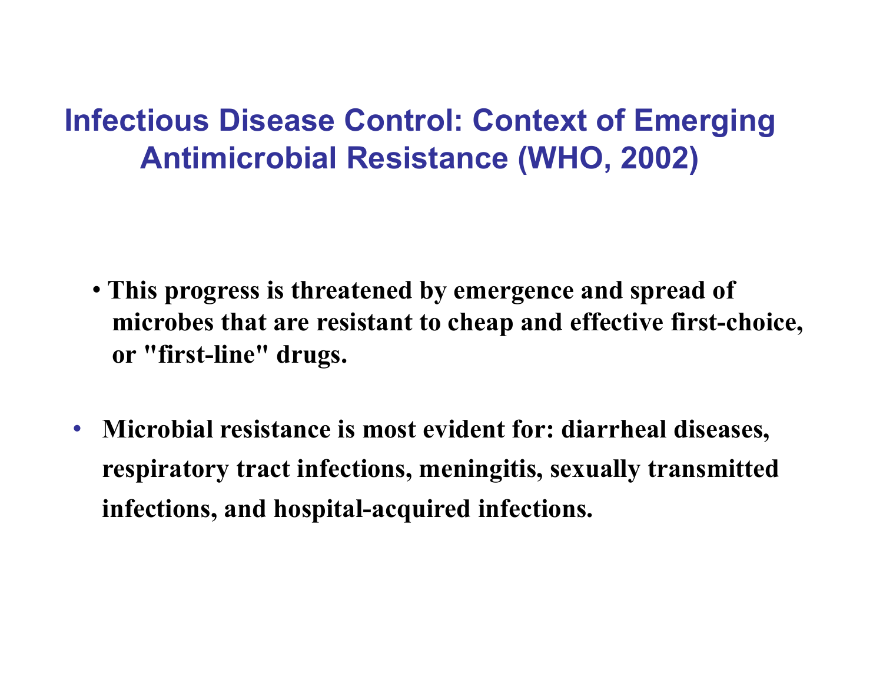# Infectious Disease Control: Context of Emerging Antimicrobial Resistance (WHO, 2002)

- **This progress is threatened by emergence and spread of microbes that are resistant to cheap and effective first-choice, or "first-line" drugs.**

- **Microbial resistance is most evident for: diarrheal diseases, respiratory tract infections, meningitis, sexually transmitted infections, and hospital-acquired infections.**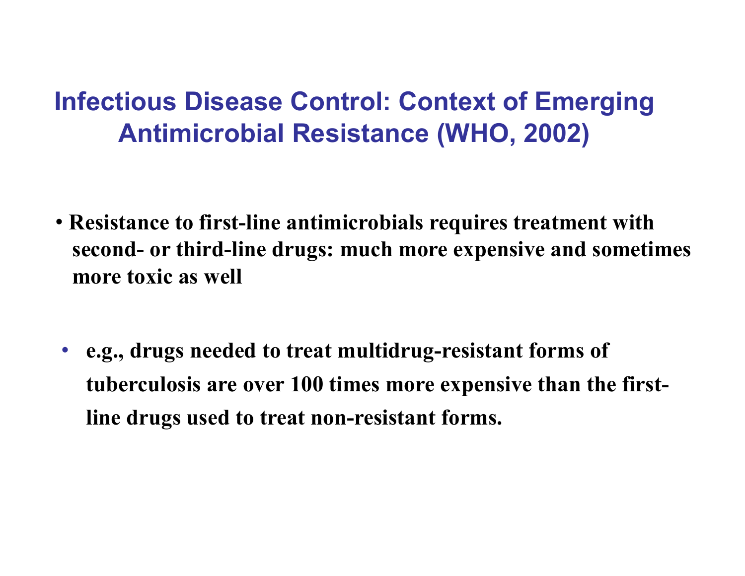# Infectious Disease Control: Context of Emerging Antimicrobial Resistance (WHO, 2002)

- **Resistance to first-line antimicrobials requires treatment with second- or third-line drugs: much more expensive and sometimes more toxic as well**

  - **e.g., drugs needed to treat multidrug-resistant forms of tuberculosis are over 100 times more expensive than the first-line drugs used to treat non-resistant forms.**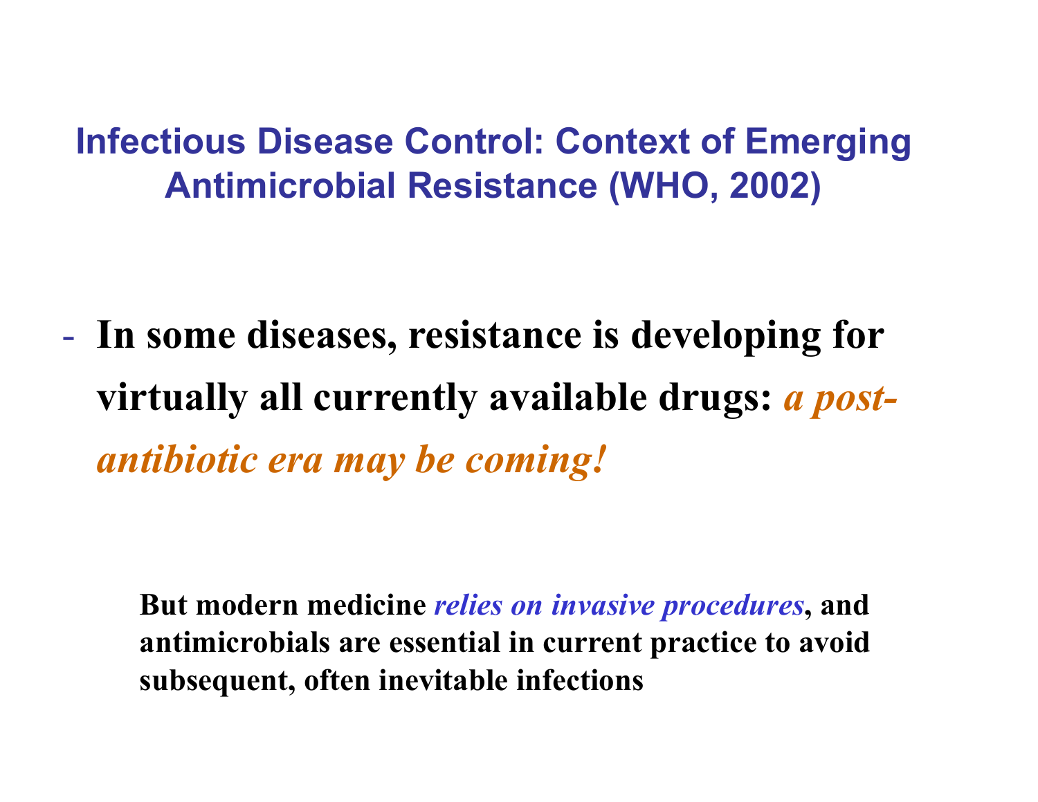## Infectious Disease Control: Context of Emerging Antimicrobial Resistance (WHO, 2002)

- **In some diseases, resistance is developing for virtually all currently available drugs:** ***a post-antibiotic era may be coming!***

**But modern medicine *relies on invasive procedures*, and antimicrobials are essential in current practice to avoid subsequent, often inevitable infections**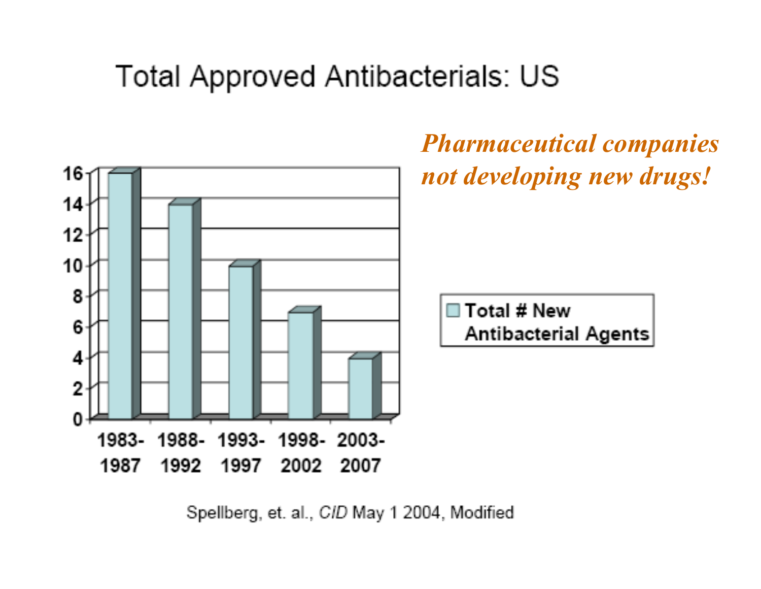# Total Approved Antibacterials: US

*Pharmaceutical companies not developing new drugs!*

| Period | Total # New Antibacterial Agents |
| --- | --- |
| 1983-1987 | 16 |
| 1988-1992 | 14 |
| 1993-1997 | 10 |
| 1998-2002 | 7 |
| 2003-2007 | 4 |

Spellberg, et. al., *CID* May 1 2004, Modified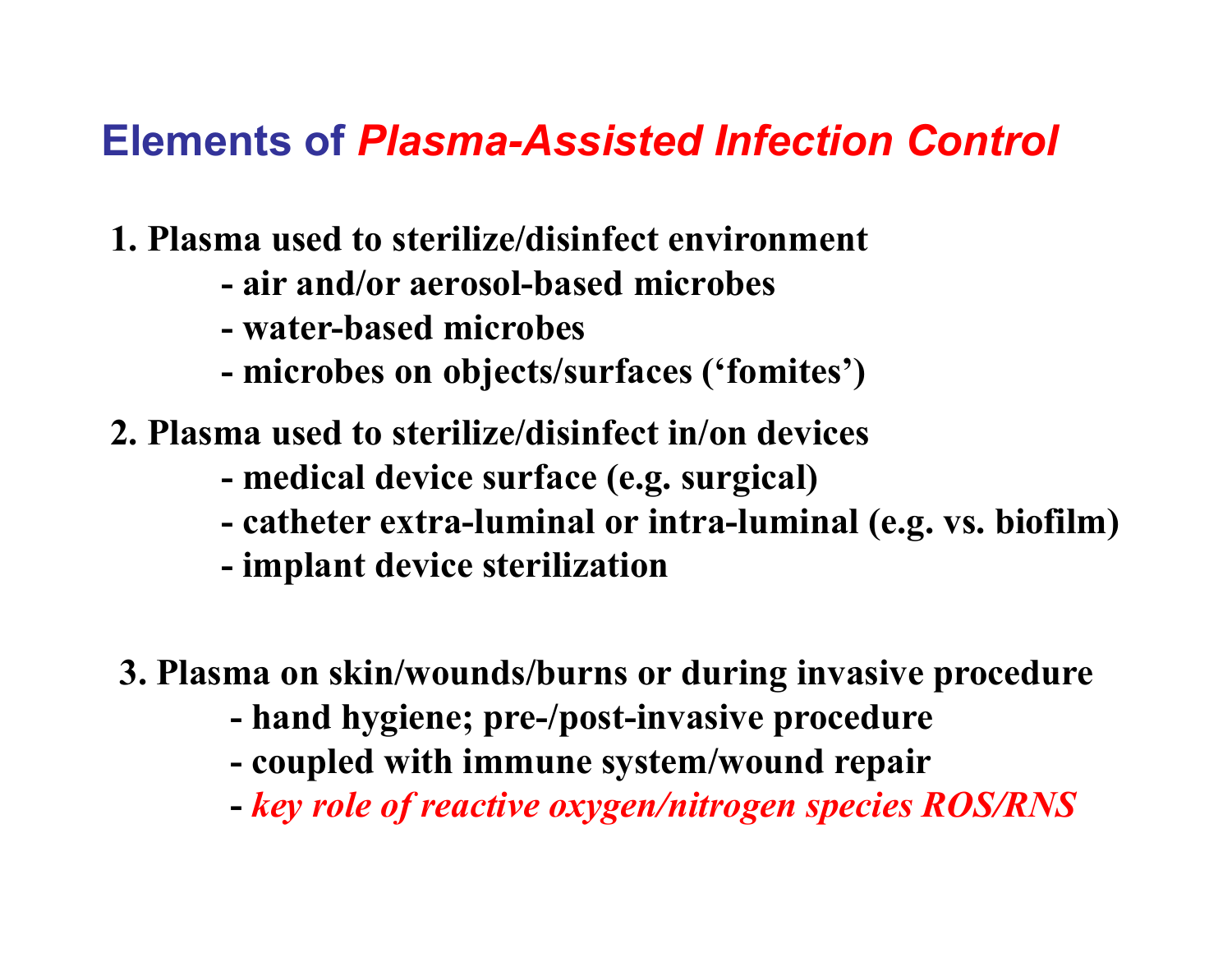# Elements of *Plasma-Assisted Infection Control*

1. **Plasma used to sterilize/disinfect environment**
   - **air and/or aerosol-based microbes**
   - **water-based microbes**
   - **microbes on objects/surfaces ('fomites')**

2. **Plasma used to sterilize/disinfect in/on devices**
   - **medical device surface (e.g. surgical)**
   - **catheter extra-luminal or intra-luminal (e.g. vs. biofilm)**
   - **implant device sterilization**

3. **Plasma on skin/wounds/burns or during invasive procedure**
   - **hand hygiene; pre-/post-invasive procedure**
   - **coupled with immune system/wound repair**
   - ***key role of reactive oxygen/nitrogen species ROS/RNS***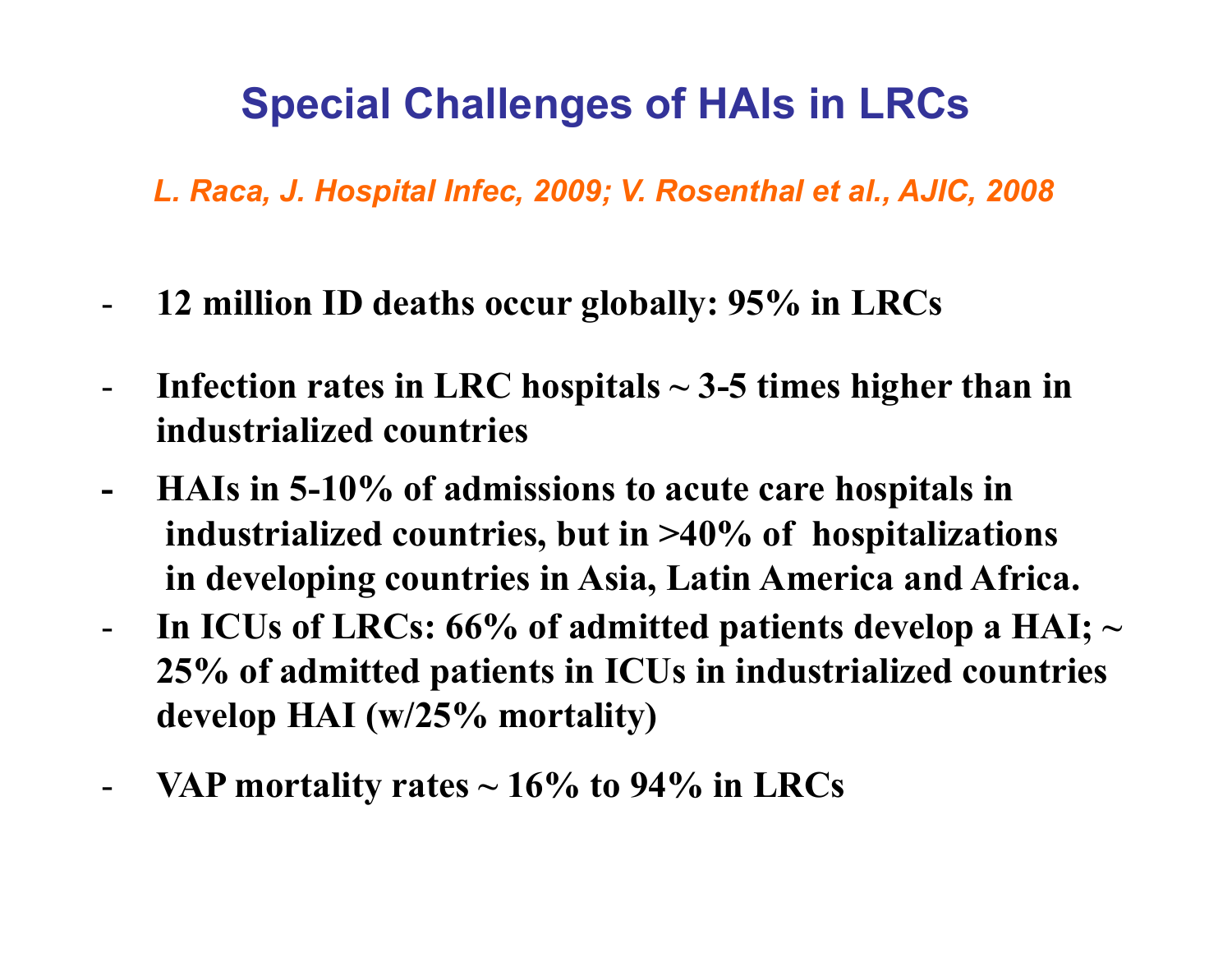# Special Challenges of HAIs in LRCs

*L. Raca, J. Hospital Infec, 2009; V. Rosenthal et al., AJIC, 2008*

- **12 million ID deaths occur globally: 95% in LRCs**
- **Infection rates in LRC hospitals ~ 3-5 times higher than in industrialized countries**
- **HAIs in 5-10% of admissions to acute care hospitals in industrialized countries, but in >40% of hospitalizations in developing countries in Asia, Latin America and Africa.**
- **In ICUs of LRCs: 66% of admitted patients develop a HAI; ~ 25% of admitted patients in ICUs in industrialized countries develop HAI (w/25% mortality)**
- **VAP mortality rates ~ 16% to 94% in LRCs**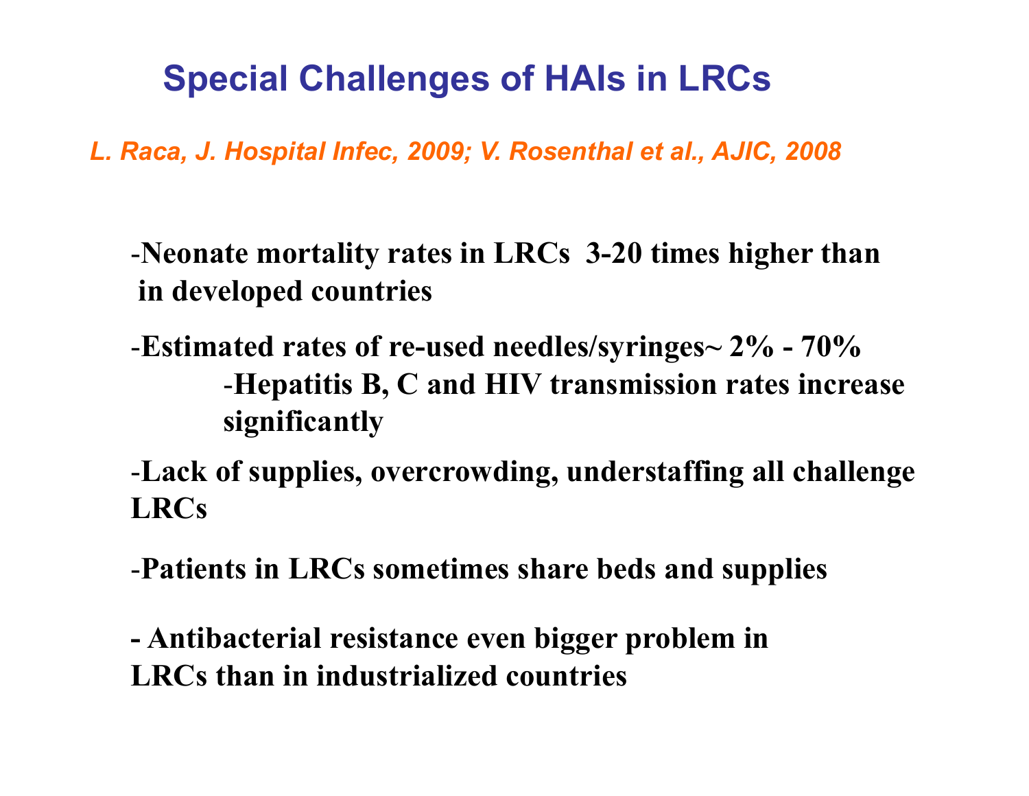# Special Challenges of HAIs in LRCs

*L. Raca, J. Hospital Infec, 2009; V. Rosenthal et al., AJIC, 2008*

- **Neonate mortality rates in LRCs 3-20 times higher than in developed countries**

- **Estimated rates of re-used needles/syringes~ 2% - 70%**
  - **Hepatitis B, C and HIV transmission rates increase significantly**

- **Lack of supplies, overcrowding, understaffing all challenge LRCs**

- **Patients in LRCs sometimes share beds and supplies**

- **Antibacterial resistance even bigger problem in LRCs than in industrialized countries**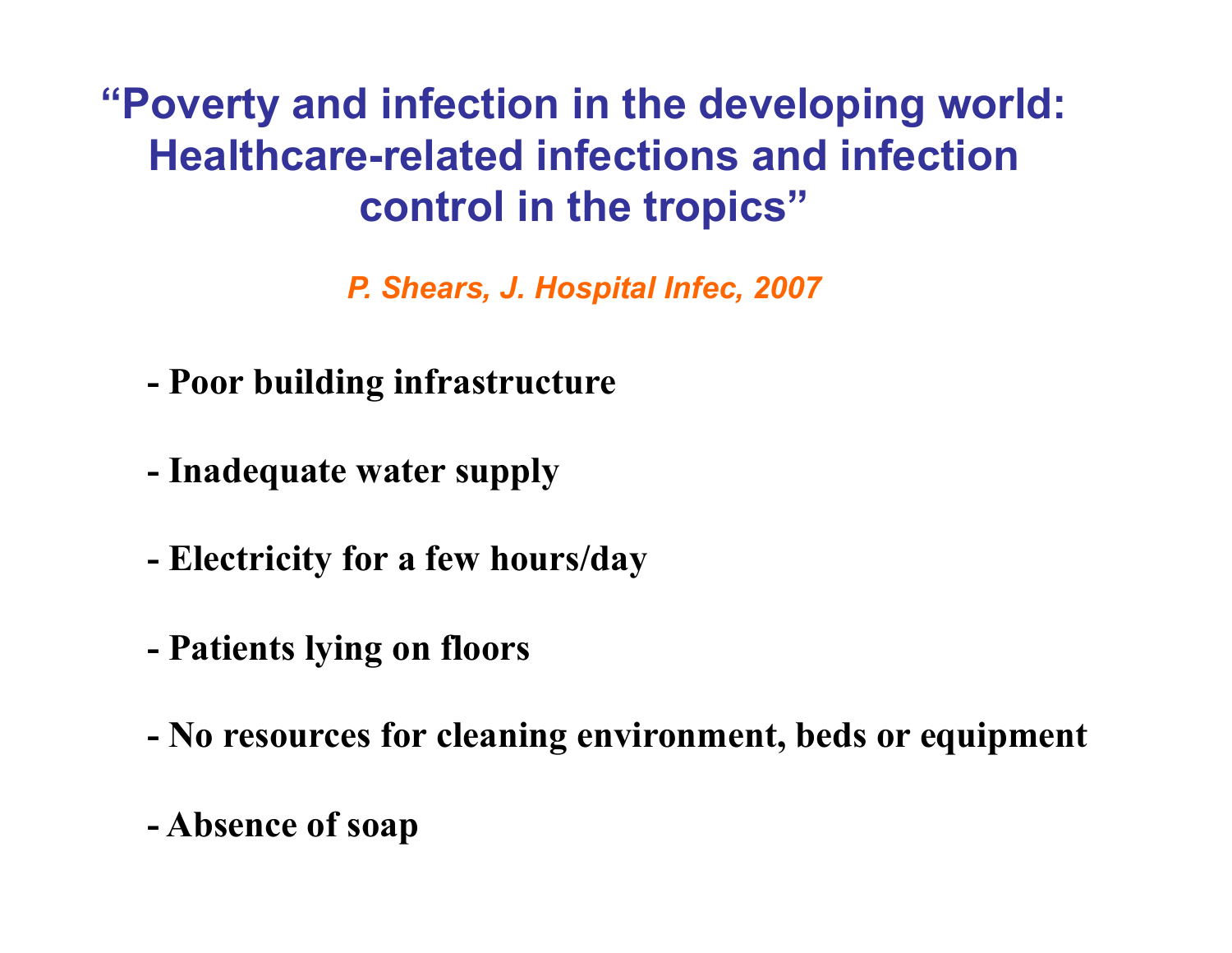## "Poverty and infection in the developing world: Healthcare-related infections and infection control in the tropics"

*P. Shears, J. Hospital Infec, 2007*

- **Poor building infrastructure**
- **Inadequate water supply**
- **Electricity for a few hours/day**
- **Patients lying on floors**
- **No resources for cleaning environment, beds or equipment**
- **Absence of soap**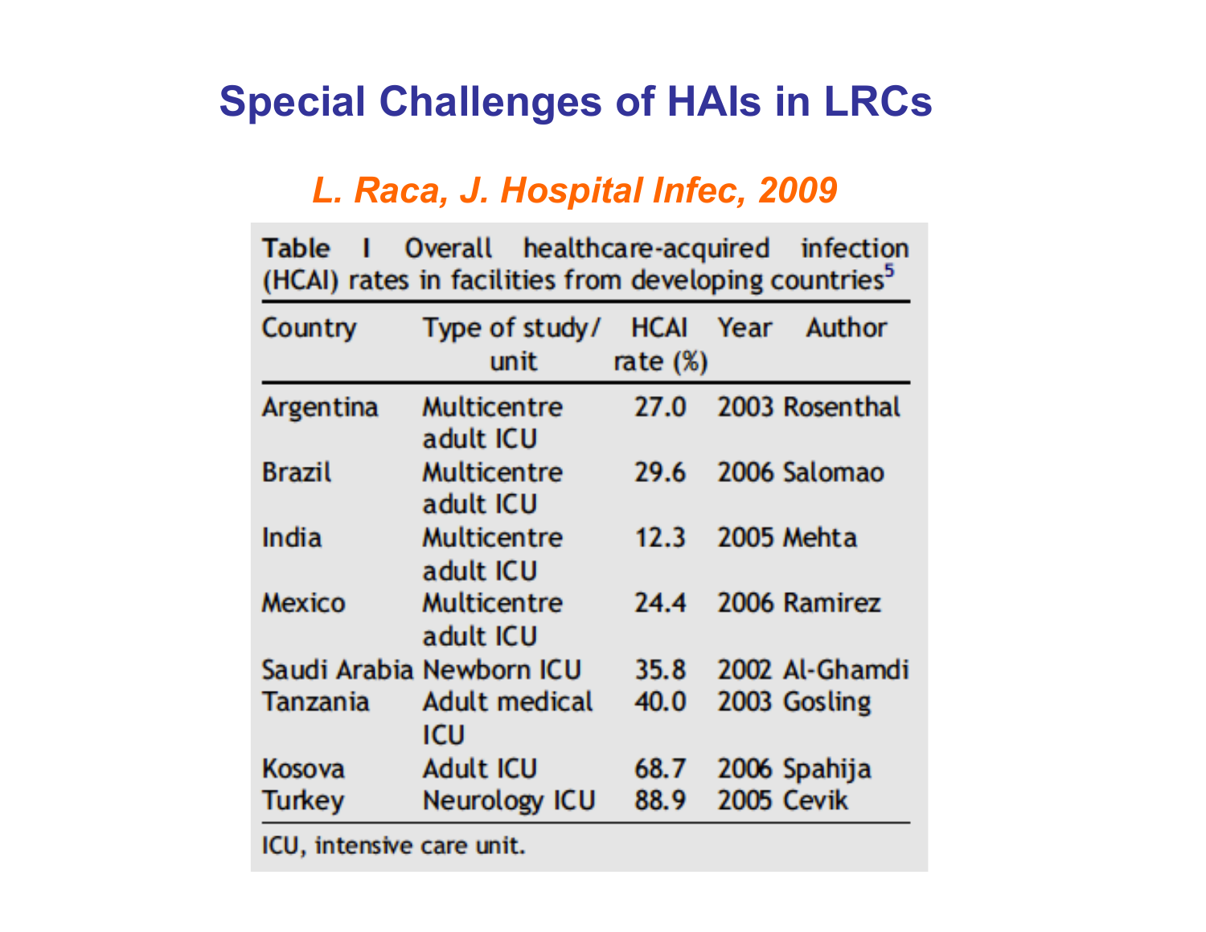# Special Challenges of HAIs in LRCs

*L. Raca, J. Hospital Infec, 2009*

**Table I** Overall healthcare-acquired infection (HCAI) rates in facilities from developing countries[5]

| Country | Type of study/ unit | HCAI rate (%) | Year | Author |
|---|---|---|---|---|
| Argentina | Multicentre adult ICU | 27.0 | 2003 | Rosenthal |
| Brazil | Multicentre adult ICU | 29.6 | 2006 | Salomao |
| India | Multicentre adult ICU | 12.3 | 2005 | Mehta |
| Mexico | Multicentre adult ICU | 24.4 | 2006 | Ramirez |
| Saudi Arabia | Newborn ICU | 35.8 | 2002 | Al-Ghamdi |
| Tanzania | Adult medical ICU | 40.0 | 2003 | Gosling |
| Kosova | Adult ICU | 68.7 | 2006 | Spahija |
| Turkey | Neurology ICU | 88.9 | 2005 | Cevik |

ICU, intensive care unit.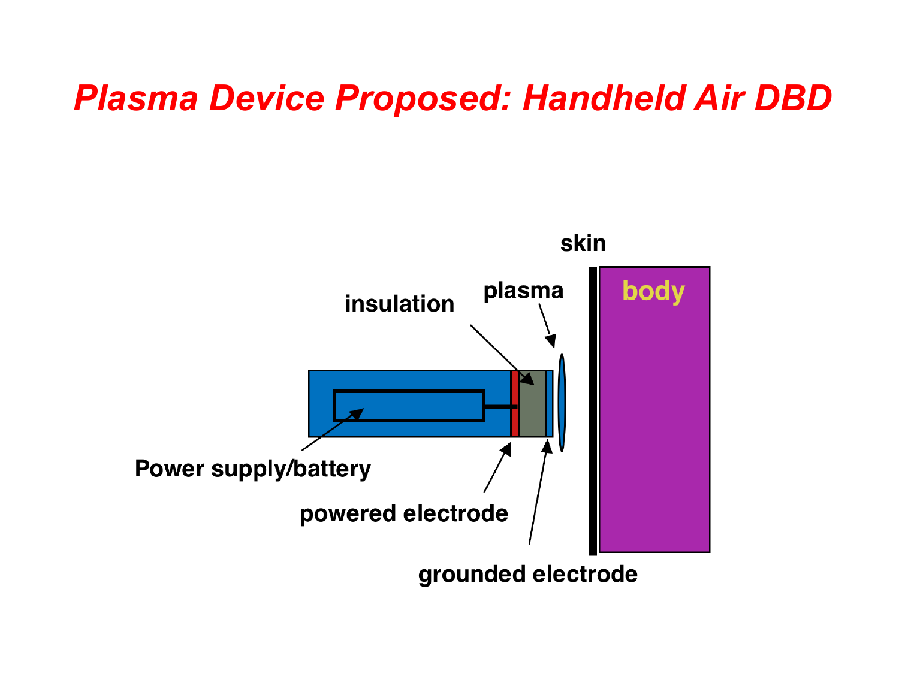# Plasma Device Proposed: Handheld Air DBD

skin

body

plasma

insulation

Power supply/battery

powered electrode

grounded electrode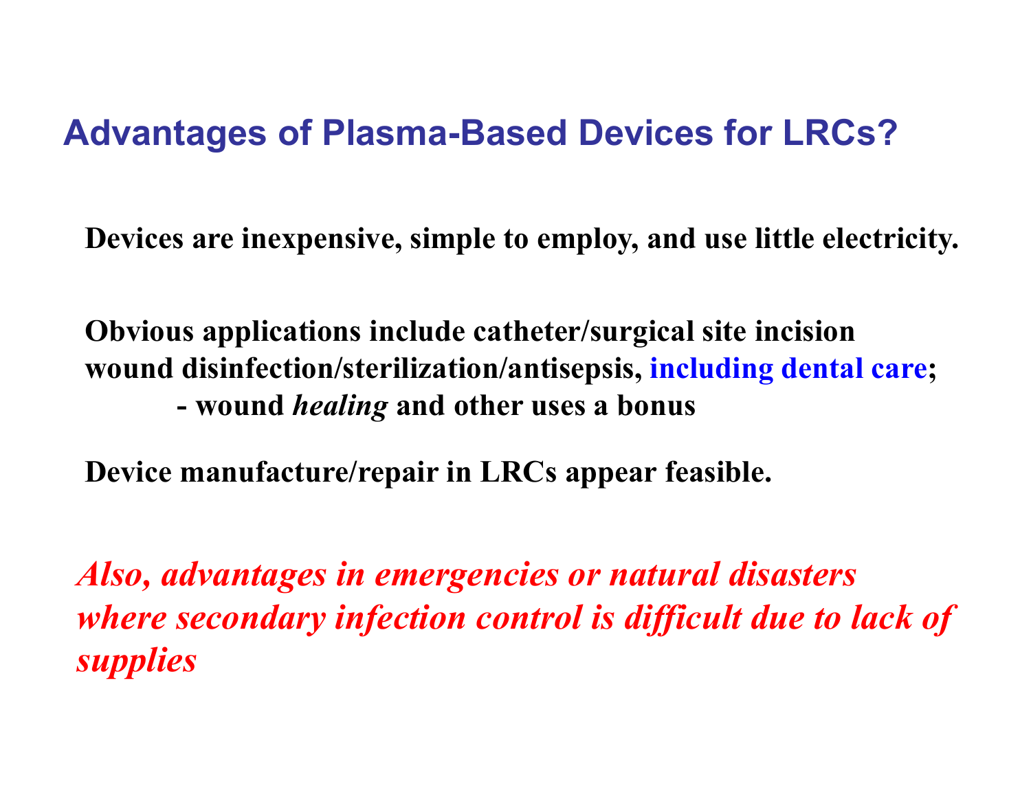# Advantages of Plasma-Based Devices for LRCs?

**Devices are inexpensive, simple to employ, and use little electricity.**

**Obvious applications include catheter/surgical site incision wound disinfection/sterilization/antisepsis, including dental care;**
**- wound *healing* and other uses a bonus**

**Device manufacture/repair in LRCs appear feasible.**

***Also, advantages in emergencies or natural disasters where secondary infection control is difficult due to lack of supplies***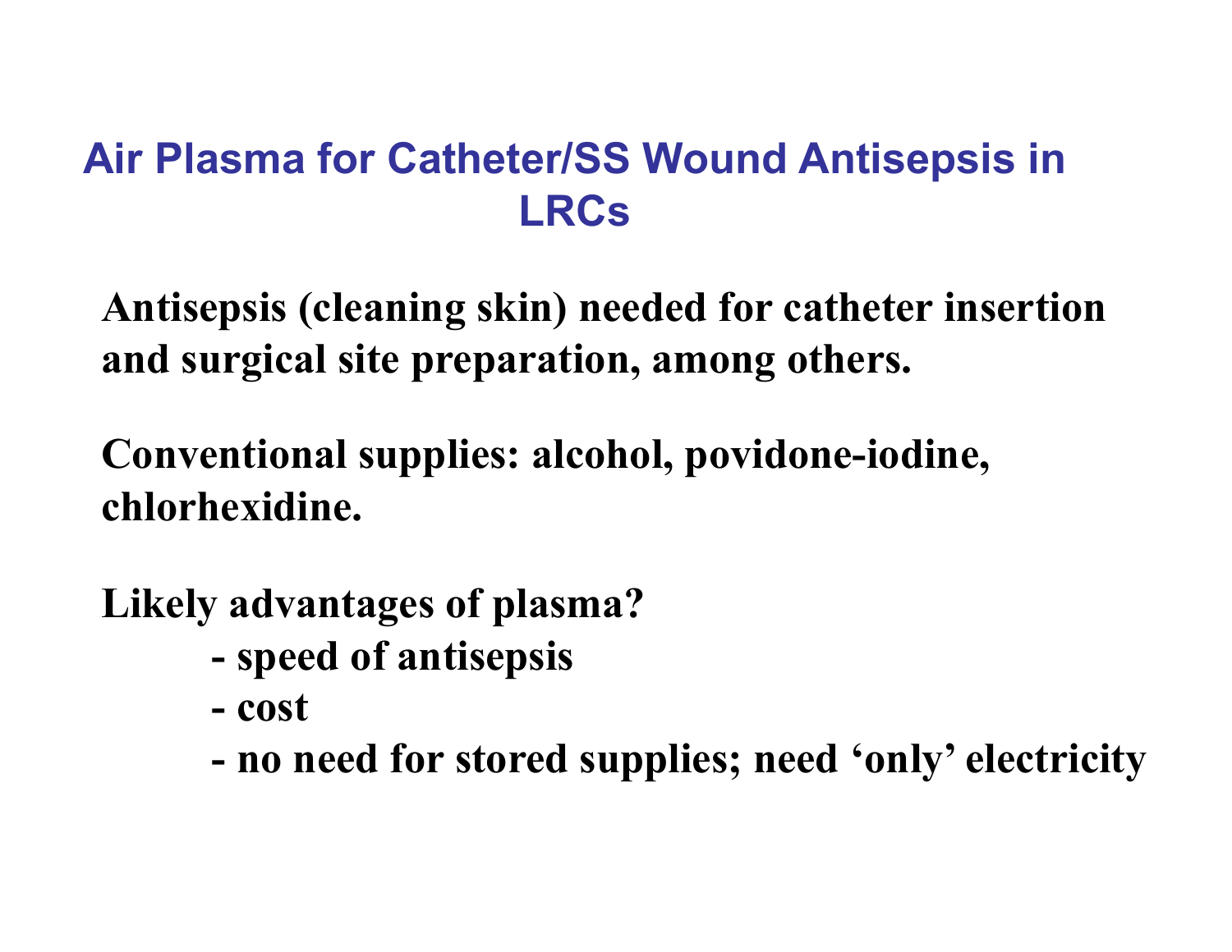# Air Plasma for Catheter/SS Wound Antisepsis in LRCs

**Antisepsis (cleaning skin) needed for catheter insertion and surgical site preparation, among others.**

**Conventional supplies: alcohol, povidone-iodine, chlorhexidine.**

**Likely advantages of plasma?**

- **speed of antisepsis**
- **cost**
- **no need for stored supplies; need 'only' electricity**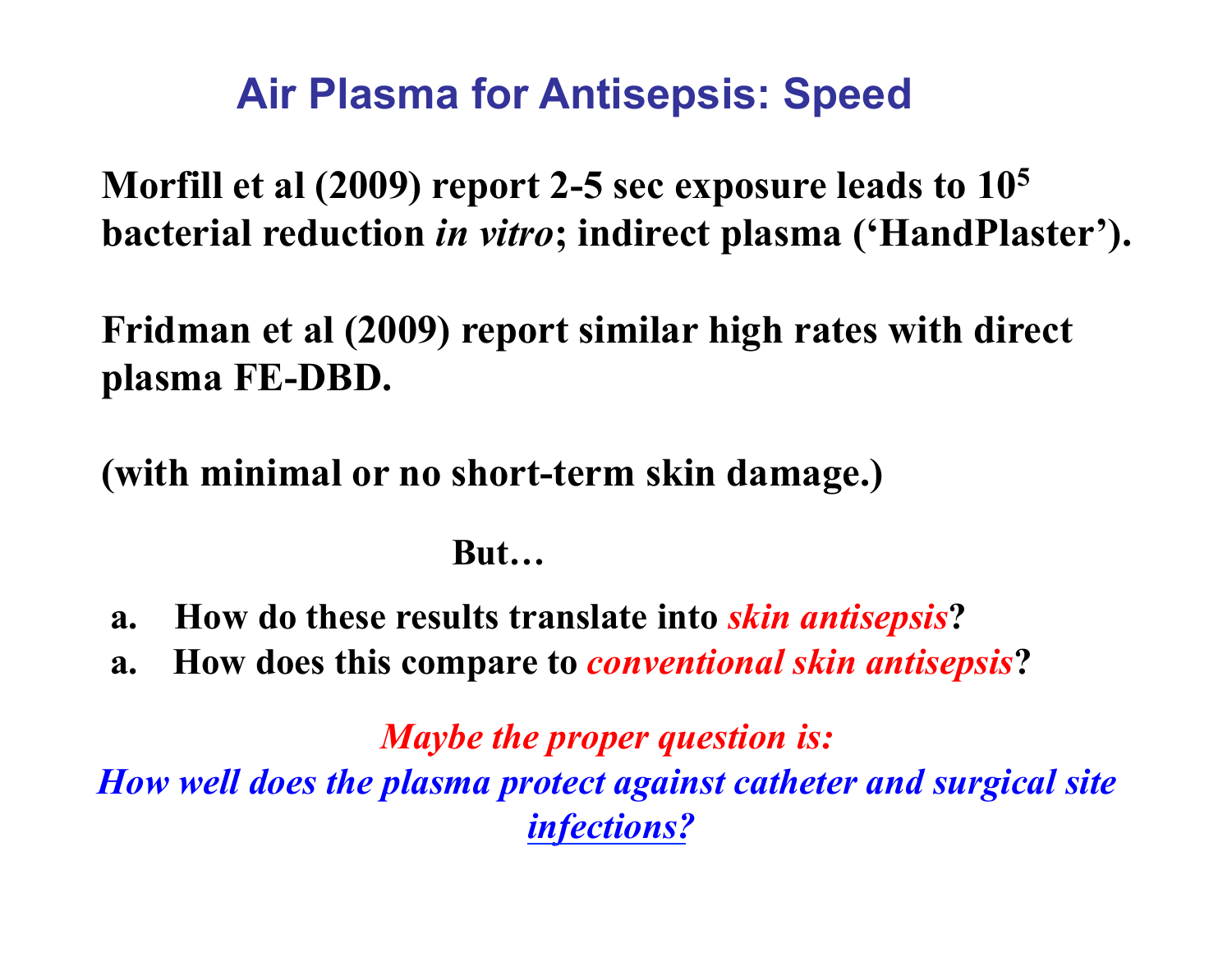# Air Plasma for Antisepsis: Speed

**Morfill et al (2009) report 2-5 sec exposure leads to $10^5$ bacterial reduction *in vitro*; indirect plasma ('HandPlaster').**

**Fridman et al (2009) report similar high rates with direct plasma FE-DBD.**

**(with minimal or no short-term skin damage.)**

**But…**

a. **How do these results translate into *skin antisepsis*?**
a. **How does this compare to *conventional skin antisepsis*?**

***Maybe the proper question is:***
***How well does the plasma protect against catheter and surgical site infections?***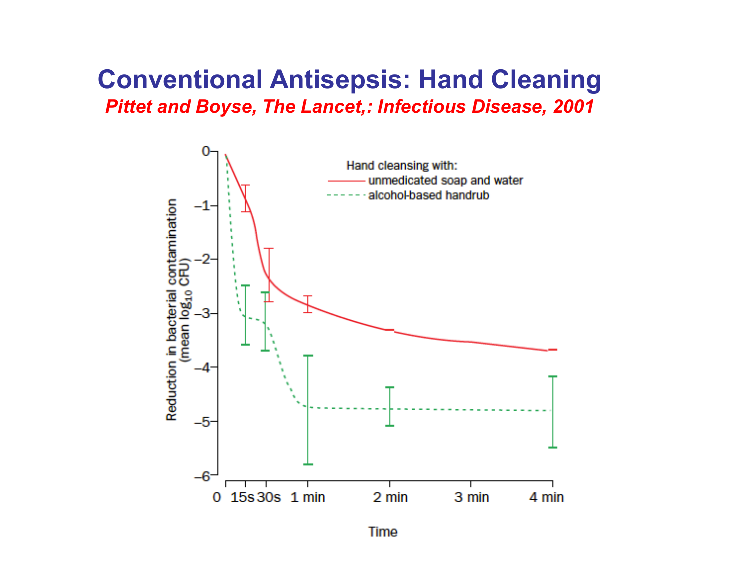# Conventional Antisepsis: Hand Cleaning

*Pittet and Boyse, The Lancet,: Infectious Disease, 2001*

Hand cleansing with:
- unmedicated soap and water
- alcohol-based handrub

Reduction in bacterial contamination (mean $log_{10}$ CFU)

0, −1, −2, −3, −4, −5, −6

0, 15s, 30s, 1 min, 2 min, 3 min, 4 min

Time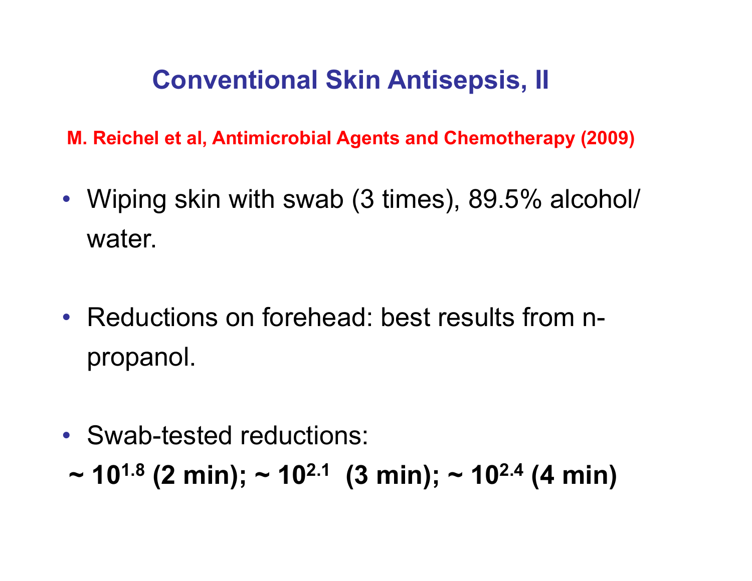# Conventional Skin Antisepsis, II

**M. Reichel et al, Antimicrobial Agents and Chemotherapy (2009)**

- Wiping skin with swab (3 times), 89.5% alcohol/ water.
- Reductions on forehead: best results from n-propanol.
- Swab-tested reductions:

**~ $10^{1.8}$ (2 min); ~ $10^{2.1}$ (3 min); ~ $10^{2.4}$ (4 min)**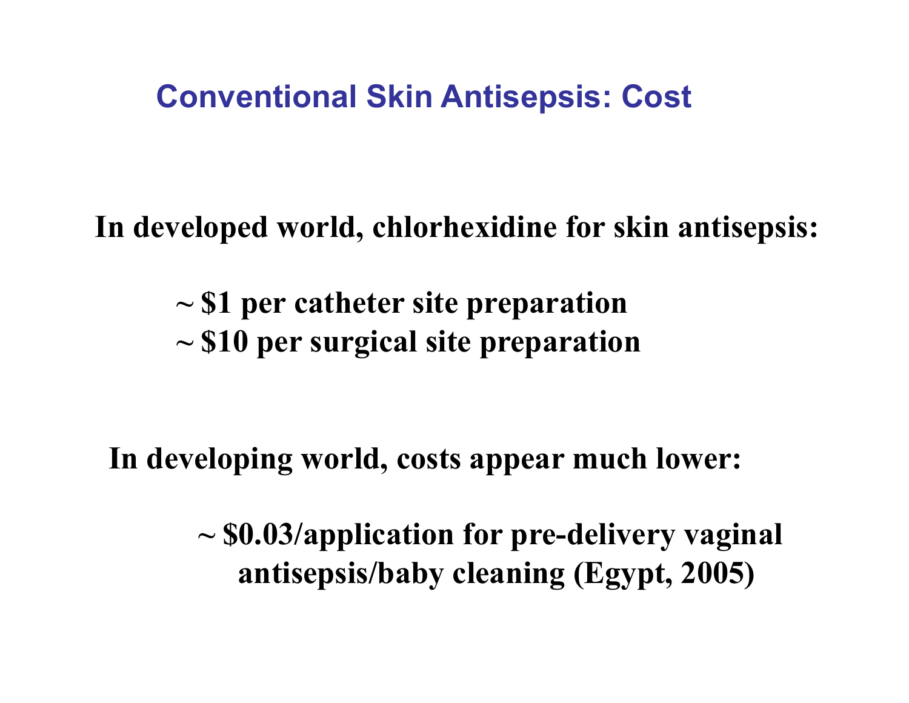# Conventional Skin Antisepsis: Cost

**In developed world, chlorhexidine for skin antisepsis:**

**~ $1 per catheter site preparation**
**~ $10 per surgical site preparation**

**In developing world, costs appear much lower:**

**~ $0.03/application for pre-delivery vaginal antisepsis/baby cleaning (Egypt, 2005)**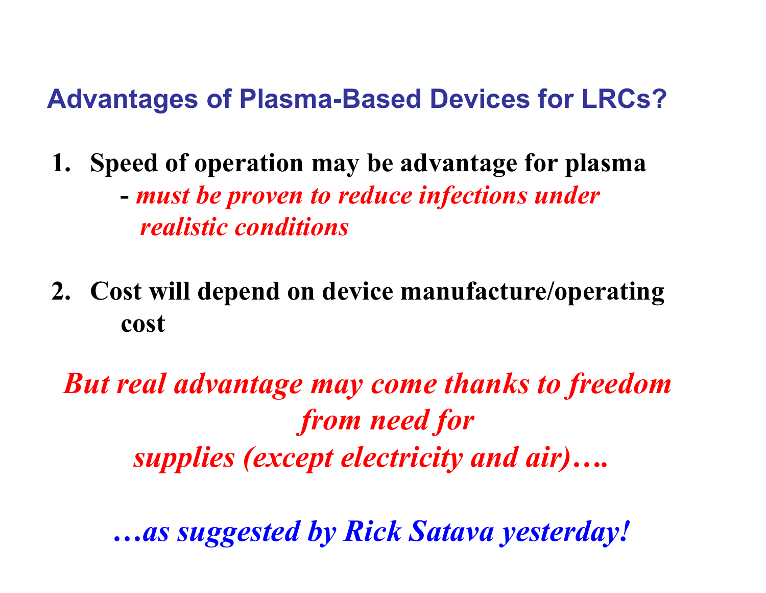## Advantages of Plasma-Based Devices for LRCs?

1. **Speed of operation may be advantage for plasma**
   **- *must be proven to reduce infections under realistic conditions***

2. **Cost will depend on device manufacture/operating cost**

***But real advantage may come thanks to freedom from need for supplies (except electricity and air)….***

***…as suggested by Rick Satava yesterday!***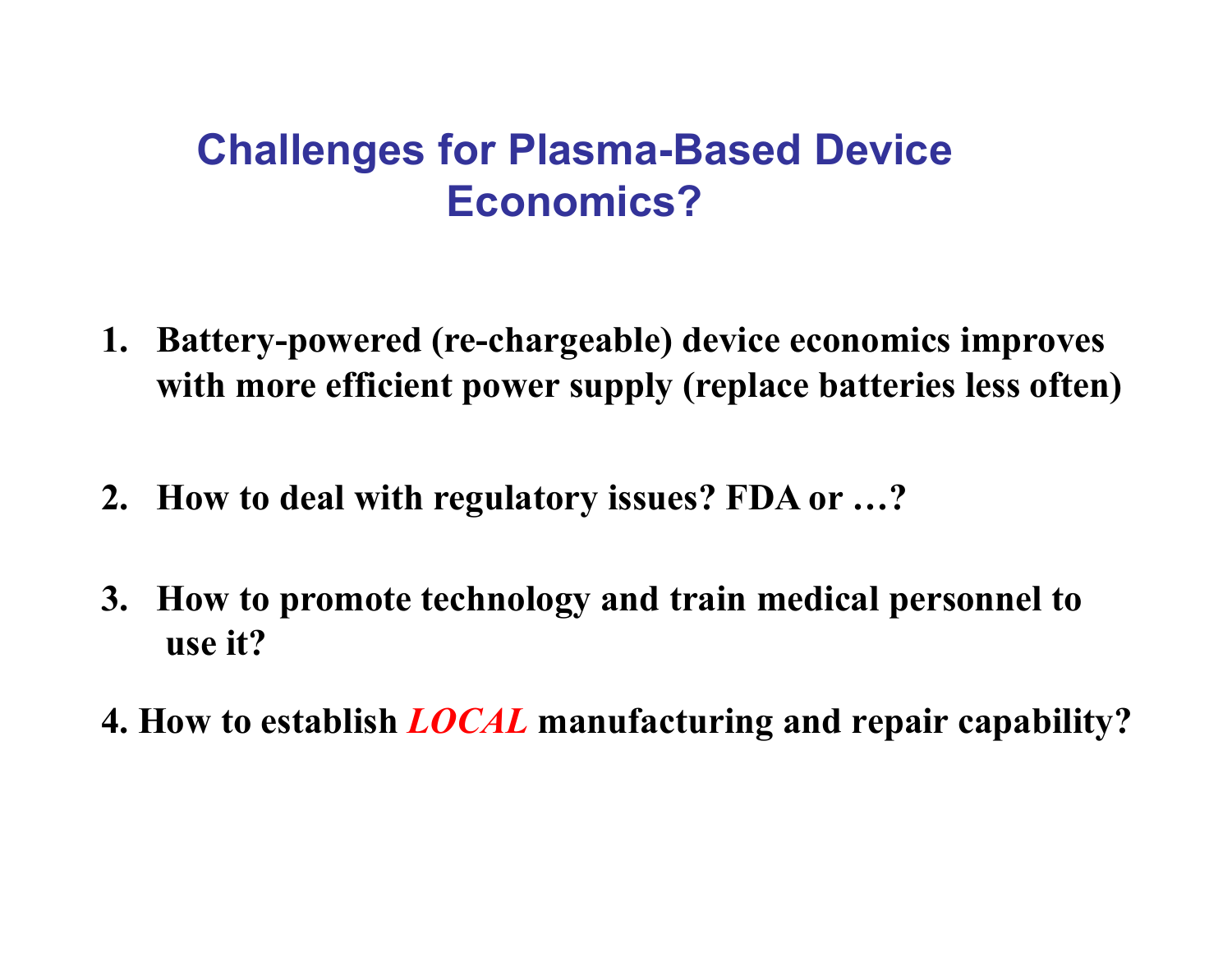# Challenges for Plasma-Based Device Economics?

1. **Battery-powered (re-chargeable) device economics improves with more efficient power supply (replace batteries less often)**

2. **How to deal with regulatory issues? FDA or …?**

3. **How to promote technology and train medical personnel to use it?**

4. **How to establish *LOCAL* manufacturing and repair capability?**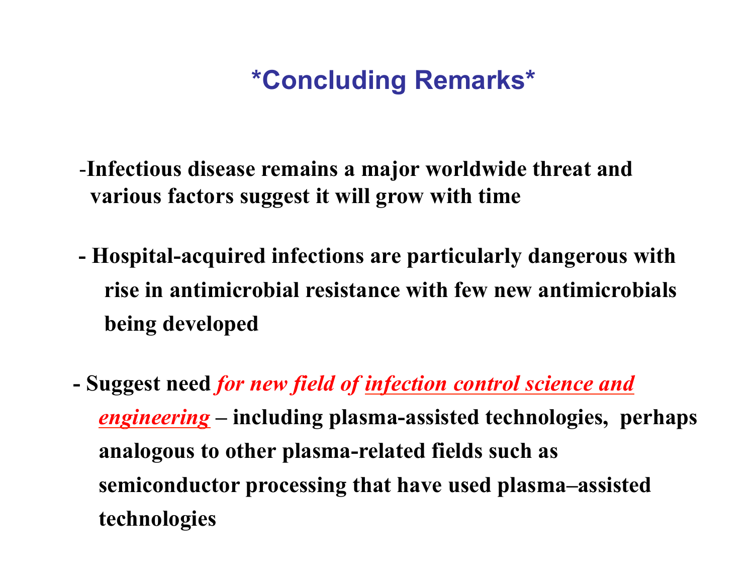# *Concluding Remarks*

- **Infectious disease remains a major worldwide threat and various factors suggest it will grow with time**

- **Hospital-acquired infections are particularly dangerous with rise in antimicrobial resistance with few new antimicrobials being developed**

- **Suggest need *for new field of infection control science and engineering* – including plasma-assisted technologies, perhaps analogous to other plasma-related fields such as semiconductor processing that have used plasma–assisted technologies**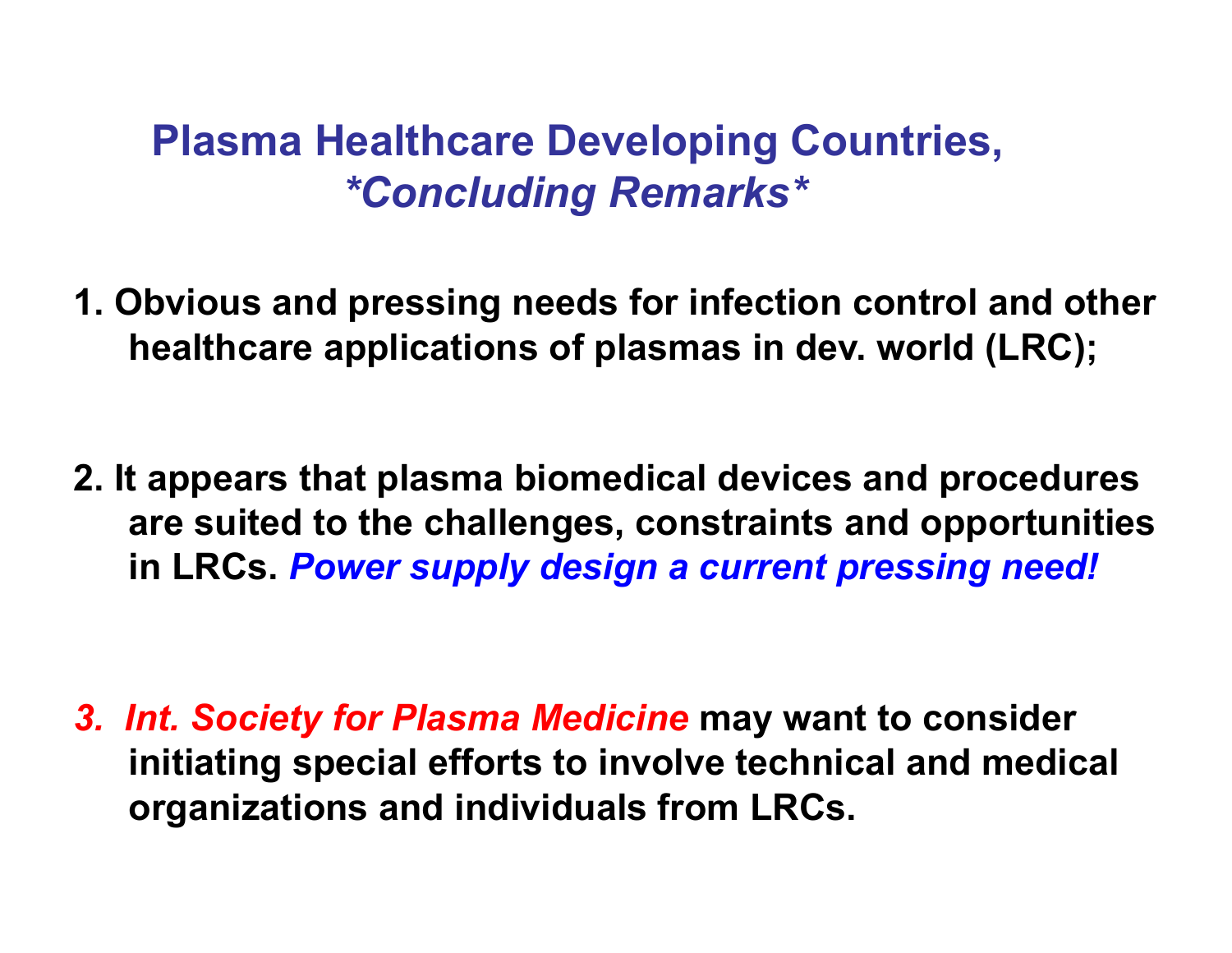# Plasma Healthcare Developing Countries, *\*Concluding Remarks\**

1. **Obvious and pressing needs for infection control and other healthcare applications of plasmas in dev. world (LRC);**

2. **It appears that plasma biomedical devices and procedures are suited to the challenges, constraints and opportunities in LRCs.** ***Power supply design a current pressing need!***

3. ***Int. Society for Plasma Medicine*** **may want to consider initiating special efforts to involve technical and medical organizations and individuals from LRCs.**